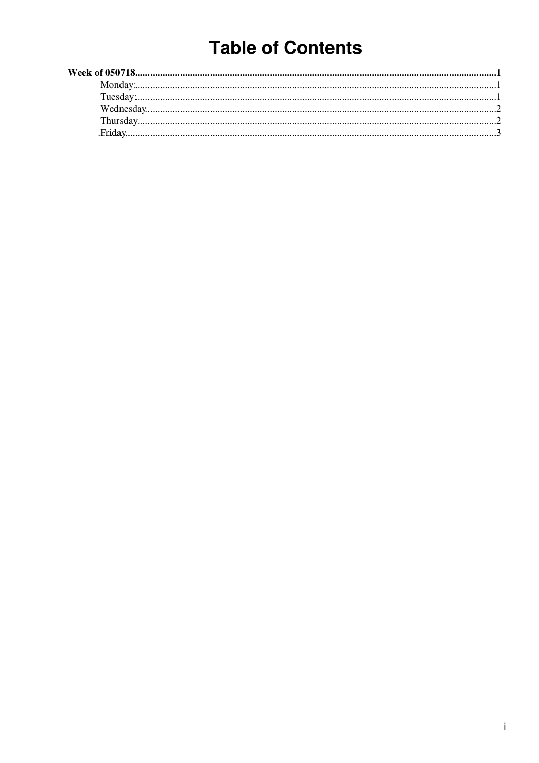# Table of Contents

**Week of 050718**......................................................................................................................................**1**

Monday:......................................................................................................................................1

Tuesday:......................................................................................................................................1

Wednesday..................................................................................................................................2

Thursday......................................................................................................................................2

Friday..........................................................................................................................................3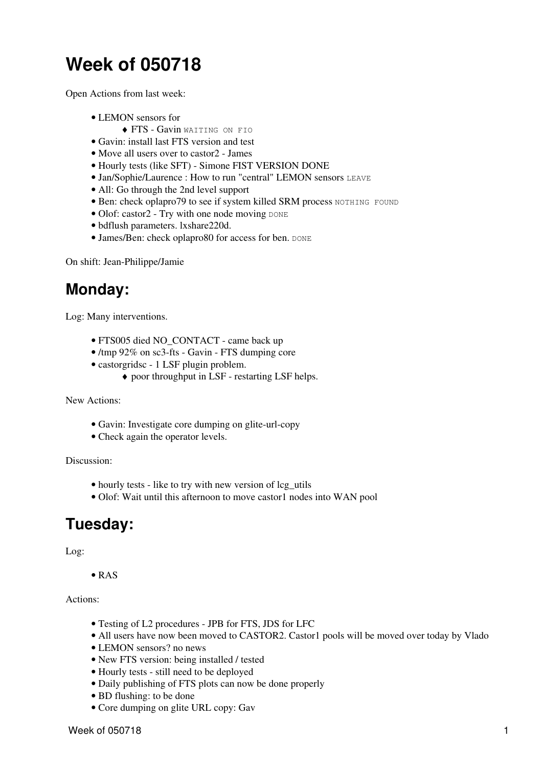# Week of 050718

Open Actions from last week:

- LEMON sensors for
  - FTS - Gavin `WAITING ON FIO`
- Gavin: install last FTS version and test
- Move all users over to castor2 - James
- Hourly tests (like SFT) - Simone FIST VERSION DONE
- Jan/Sophie/Laurence : How to run "central" LEMON sensors `LEAVE`
- All: Go through the 2nd level support
- Ben: check oplapro79 to see if system killed SRM process `NOTHING FOUND`
- Olof: castor2 - Try with one node moving `DONE`
- bdflush parameters. lxshare220d.
- James/Ben: check oplapro80 for access for ben. `DONE`

On shift: Jean-Philippe/Jamie

## Monday:

Log: Many interventions.

- FTS005 died NO_CONTACT - came back up
- /tmp 92% on sc3-fts - Gavin - FTS dumping core
- castorgridsc - 1 LSF plugin problem.
  - poor throughput in LSF - restarting LSF helps.

New Actions:

- Gavin: Investigate core dumping on glite-url-copy
- Check again the operator levels.

Discussion:

- hourly tests - like to try with new version of lcg_utils
- Olof: Wait until this afternoon to move castor1 nodes into WAN pool

## Tuesday:

Log:

- RAS

Actions:

- Testing of L2 procedures - JPB for FTS, JDS for LFC
- All users have now been moved to CASTOR2. Castor1 pools will be moved over today by Vlado
- LEMON sensors? no news
- New FTS version: being installed / tested
- Hourly tests - still need to be deployed
- Daily publishing of FTS plots can now be done properly
- BD flushing: to be done
- Core dumping on glite URL copy: Gav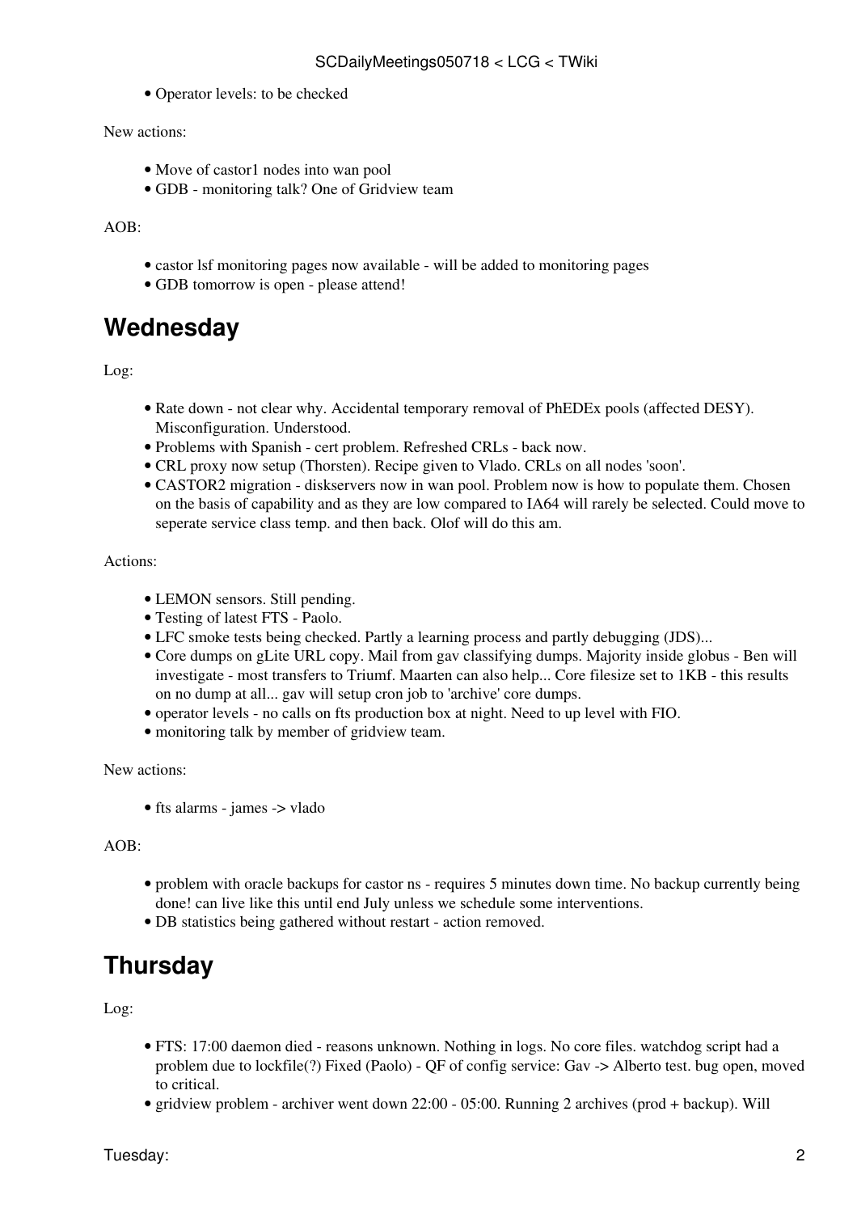- Operator levels: to be checked

New actions:

- Move of castor1 nodes into wan pool
- GDB - monitoring talk? One of Gridview team

AOB:

- castor lsf monitoring pages now available - will be added to monitoring pages
- GDB tomorrow is open - please attend!

## Wednesday

Log:

- Rate down - not clear why. Accidental temporary removal of PhEDEx pools (affected DESY). Misconfiguration. Understood.
- Problems with Spanish - cert problem. Refreshed CRLs - back now.
- CRL proxy now setup (Thorsten). Recipe given to Vlado. CRLs on all nodes 'soon'.
- CASTOR2 migration - diskservers now in wan pool. Problem now is how to populate them. Chosen on the basis of capability and as they are low compared to IA64 will rarely be selected. Could move to seperate service class temp. and then back. Olof will do this am.

Actions:

- LEMON sensors. Still pending.
- Testing of latest FTS - Paolo.
- LFC smoke tests being checked. Partly a learning process and partly debugging (JDS)...
- Core dumps on gLite URL copy. Mail from gav classifying dumps. Majority inside globus - Ben will investigate - most transfers to Triumf. Maarten can also help... Core filesize set to 1KB - this results on no dump at all... gav will setup cron job to 'archive' core dumps.
- operator levels - no calls on fts production box at night. Need to up level with FIO.
- monitoring talk by member of gridview team.

New actions:

- fts alarms - james -> vlado

AOB:

- problem with oracle backups for castor ns - requires 5 minutes down time. No backup currently being done! can live like this until end July unless we schedule some interventions.
- DB statistics being gathered without restart - action removed.

## Thursday

Log:

- FTS: 17:00 daemon died - reasons unknown. Nothing in logs. No core files. watchdog script had a problem due to lockfile(?) Fixed (Paolo) - QF of config service: Gav -> Alberto test. bug open, moved to critical.
- gridview problem - archiver went down 22:00 - 05:00. Running 2 archives (prod + backup). Will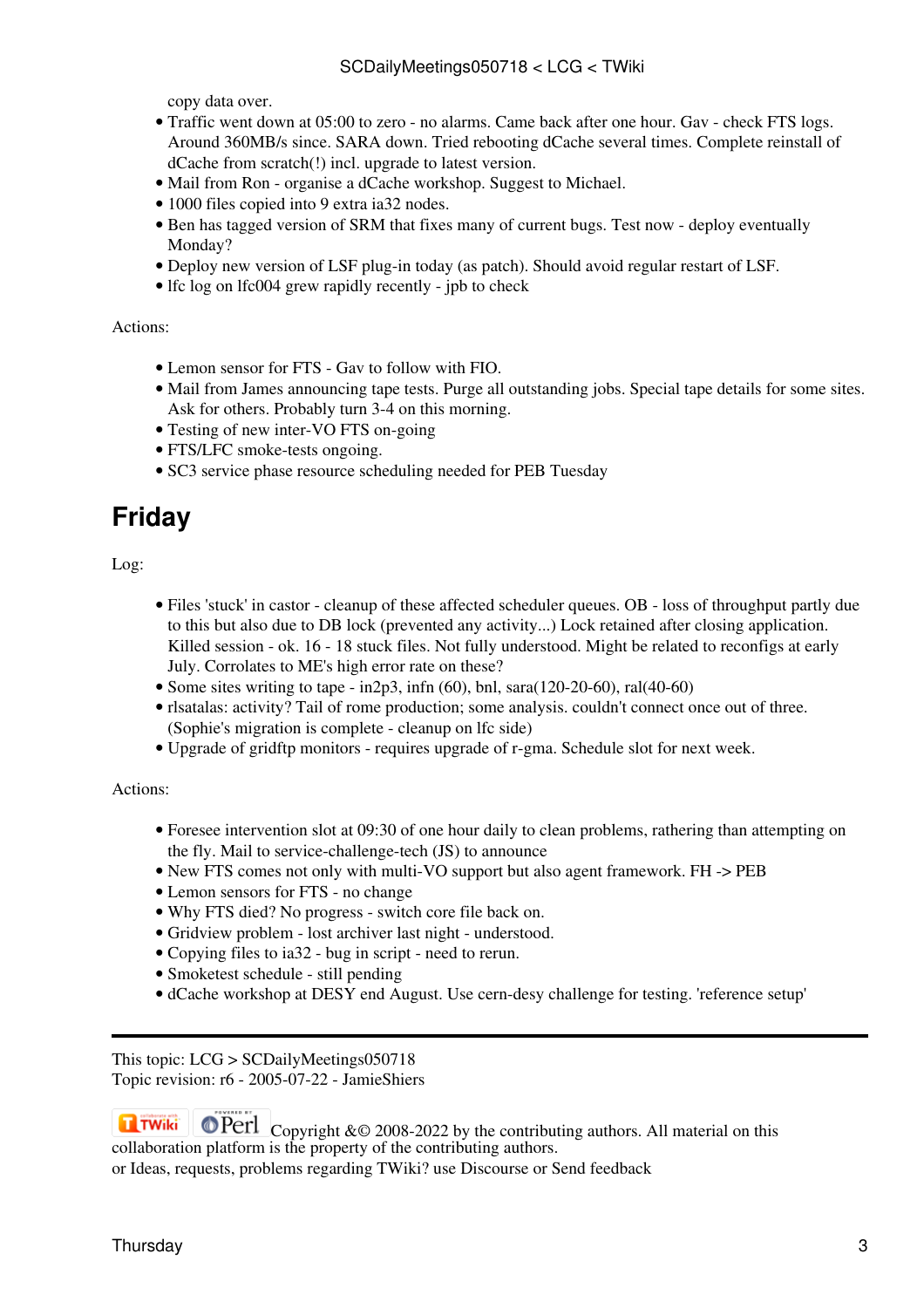copy data over.

- Traffic went down at 05:00 to zero - no alarms. Came back after one hour. Gav - check FTS logs. Around 360MB/s since. SARA down. Tried rebooting dCache several times. Complete reinstall of dCache from scratch(!) incl. upgrade to latest version.
- Mail from Ron - organise a dCache workshop. Suggest to Michael.
- 1000 files copied into 9 extra ia32 nodes.
- Ben has tagged version of SRM that fixes many of current bugs. Test now - deploy eventually Monday?
- Deploy new version of LSF plug-in today (as patch). Should avoid regular restart of LSF.
- lfc log on lfc004 grew rapidly recently - jpb to check

Actions:

- Lemon sensor for FTS - Gav to follow with FIO.
- Mail from James announcing tape tests. Purge all outstanding jobs. Special tape details for some sites. Ask for others. Probably turn 3-4 on this morning.
- Testing of new inter-VO FTS on-going
- FTS/LFC smoke-tests ongoing.
- SC3 service phase resource scheduling needed for PEB Tuesday

# Friday

Log:

- Files 'stuck' in castor - cleanup of these affected scheduler queues. OB - loss of throughput partly due to this but also due to DB lock (prevented any activity...) Lock retained after closing application. Killed session - ok. 16 - 18 stuck files. Not fully understood. Might be related to reconfigs at early July. Corrolates to ME's high error rate on these?
- Some sites writing to tape - in2p3, infn (60), bnl, sara(120-20-60), ral(40-60)
- rlsatalas: activity? Tail of rome production; some analysis. couldn't connect once out of three. (Sophie's migration is complete - cleanup on lfc side)
- Upgrade of gridftp monitors - requires upgrade of r-gma. Schedule slot for next week.

Actions:

- Foresee intervention slot at 09:30 of one hour daily to clean problems, rathering than attempting on the fly. Mail to service-challenge-tech (JS) to announce
- New FTS comes not only with multi-VO support but also agent framework. FH -> PEB
- Lemon sensors for FTS - no change
- Why FTS died? No progress - switch core file back on.
- Gridview problem - lost archiver last night - understood.
- Copying files to ia32 - bug in script - need to rerun.
- Smoketest schedule - still pending
- dCache workshop at DESY end August. Use cern-desy challenge for testing. 'reference setup'

---

This topic: LCG > SCDailyMeetings050718
Topic revision: r6 - 2005-07-22 - JamieShiers

Copyright &© 2008-2022 by the contributing authors. All material on this collaboration platform is the property of the contributing authors.
or Ideas, requests, problems regarding TWiki? use Discourse or Send feedback